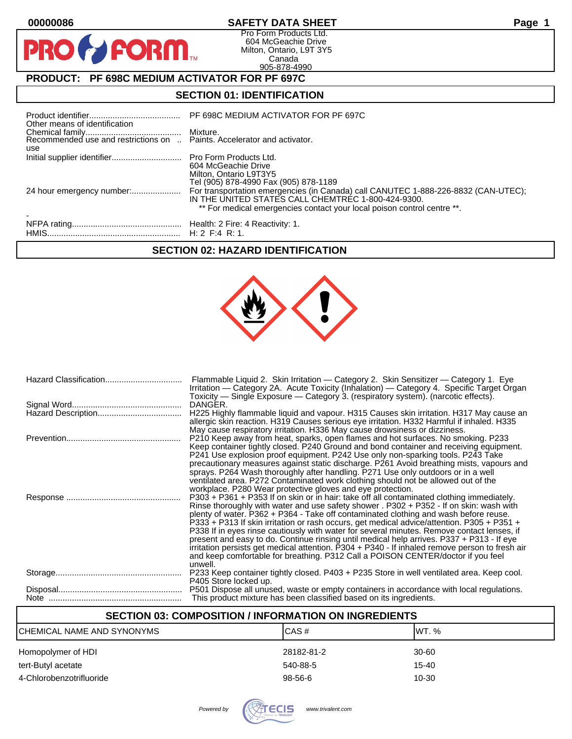00000086

# SAFETY DATA SHEET

Pro Form Products Ltd.
604 McGeachie Drive
Milton, Ontario, L9T 3Y5
Canada
905-878-4990

## PRODUCT: PF 698C MEDIUM ACTIVATOR FOR PF 697C

## SECTION 01: IDENTIFICATION

| | |
|---|---|
| Product identifier | PF 698C MEDIUM ACTIVATOR FOR PF 697C |
| Other means of identification | |
| Chemical family | Mixture. |
| Recommended use and restrictions on use | Paints. Accelerator and activator. |
| Initial supplier identifier | Pro Form Products Ltd.<br>604 McGeachie Drive<br>Milton, Ontario L9T3Y5<br>Tel (905) 878-4990 Fax (905) 878-1189 |
| 24 hour emergency number: | For transportation emergencies (in Canada) call CANUTEC 1-888-226-8832 (CAN-UTEC); IN THE UNITED STATES CALL CHEMTREC 1-800-424-9300.<br>** For medical emergencies contact your local poison control centre **. |
| - | |
| NFPA rating | Health: 2 Fire: 4 Reactivity: 1. |
| HMIS | H: 2 F:4 R: 1. |

## SECTION 02: HAZARD IDENTIFICATION

| | |
|---|---|
| Hazard Classification | Flammable Liquid 2. Skin Irritation — Category 2. Skin Sensitizer — Category 1. Eye Irritation — Category 2A. Acute Toxicity (Inhalation) — Category 4. Specific Target Organ Toxicity — Single Exposure — Category 3. (respiratory system). (narcotic effects). |
| Signal Word | DANGER. |
| Hazard Description | H225 Highly flammable liquid and vapour. H315 Causes skin irritation. H317 May cause an allergic skin reaction. H319 Causes serious eye irritation. H332 Harmful if inhaled. H335 May cause respiratory irritation. H336 May cause drowsiness or dizziness. |
| Prevention | P210 Keep away from heat, sparks, open flames and hot surfaces. No smoking. P233 Keep container tightly closed. P240 Ground and bond container and receiving equipment. P241 Use explosion proof equipment. P242 Use only non-sparking tools. P243 Take precautionary measures against static discharge. P261 Avoid breathing mists, vapours and sprays. P264 Wash thoroughly after handling. P271 Use only outdoors or in a well ventilated area. P272 Contaminated work clothing should not be allowed out of the workplace. P280 Wear protective gloves and eye protection. |
| Response | P303 + P361 + P353 If on skin or in hair: take off all contaminated clothing immediately. Rinse thoroughly with water and use safety shower . P302 + P352 - If on skin: wash with plenty of water. P362 + P364 - Take off contaminated clothing and wash before reuse. P333 + P313 If skin irritation or rash occurs, get medical advice/attention. P305 + P351 + P338 If in eyes rinse cautiously with water for several minutes. Remove contact lenses, if present and easy to do. Continue rinsing until medical help arrives. P337 + P313 - If eye irritation persists get medical attention. P304 + P340 - If inhaled remove person to fresh air and keep comfortable for breathing. P312 Call a POISON CENTER/doctor if you feel unwell. |
| Storage | P233 Keep container tightly closed. P403 + P235 Store in well ventilated area. Keep cool. P405 Store locked up. |
| Disposal | P501 Dispose all unused, waste or empty containers in accordance with local regulations. |
| Note | This product mixture has been classified based on its ingredients. |

## SECTION 03: COMPOSITION / INFORMATION ON INGREDIENTS

| CHEMICAL NAME AND SYNONYMS | CAS # | WT. % |
|---|---|---|
| Homopolymer of HDI | 28182-81-2 | 30-60 |
| tert-Butyl acetate | 540-88-5 | 15-40 |
| 4-Chlorobenzotrifluoride | 98-56-6 | 10-30 |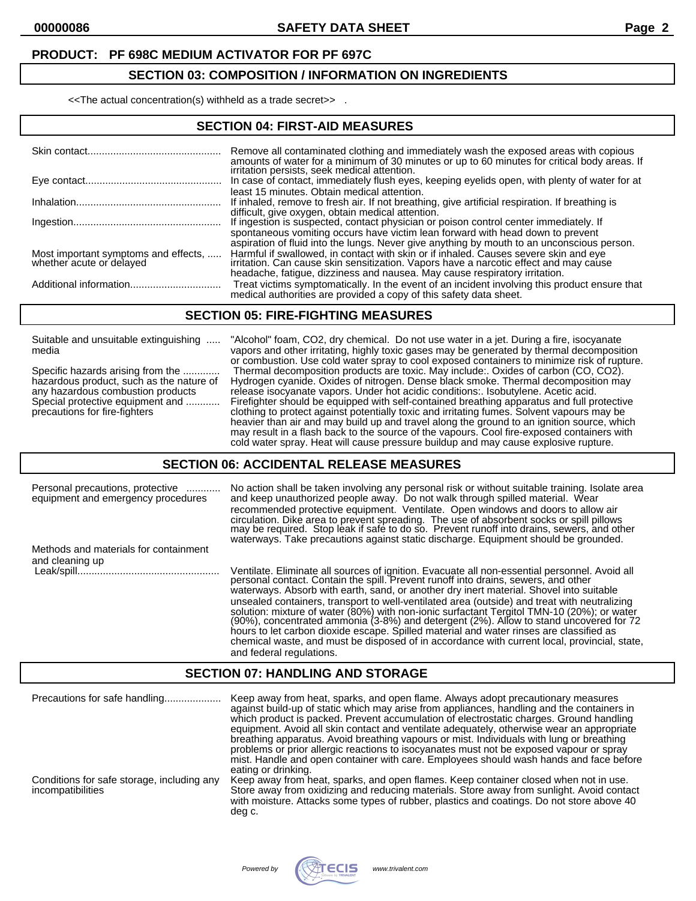**PRODUCT: PF 698C MEDIUM ACTIVATOR FOR PF 697C**

## SECTION 03: COMPOSITION / INFORMATION ON INGREDIENTS

<<The actual concentration(s) withheld as a trade secret>> .

## SECTION 04: FIRST-AID MEASURES

| | |
|---|---|
| Skin contact | Remove all contaminated clothing and immediately wash the exposed areas with copious amounts of water for a minimum of 30 minutes or up to 60 minutes for critical body areas. If irritation persists, seek medical attention. |
| Eye contact | In case of contact, immediately flush eyes, keeping eyelids open, with plenty of water for at least 15 minutes. Obtain medical attention. |
| Inhalation | If inhaled, remove to fresh air. If not breathing, give artificial respiration. If breathing is difficult, give oxygen, obtain medical attention. |
| Ingestion | If ingestion is suspected, contact physician or poison control center immediately. If spontaneous vomiting occurs have victim lean forward with head down to prevent aspiration of fluid into the lungs. Never give anything by mouth to an unconscious person. |
| Most important symptoms and effects, whether acute or delayed | Harmful if swallowed, in contact with skin or if inhaled. Causes severe skin and eye irritation. Can cause skin sensitization. Vapors have a narcotic effect and may cause headache, fatigue, dizziness and nausea. May cause respiratory irritation. |
| Additional information | Treat victims symptomatically. In the event of an incident involving this product ensure that medical authorities are provided a copy of this safety data sheet. |

## SECTION 05: FIRE-FIGHTING MEASURES

| | |
|---|---|
| Suitable and unsuitable extinguishing media | "Alcohol" foam, $CO_2$, dry chemical. Do not use water in a jet. During a fire, isocyanate vapors and other irritating, highly toxic gases may be generated by thermal decomposition or combustion. Use cold water spray to cool exposed containers to minimize risk of rupture. |
| Specific hazards arising from the hazardous product, such as the nature of any hazardous combustion products | Thermal decomposition products are toxic. May include:. Oxides of carbon (CO, $CO_2$). Hydrogen cyanide. Oxides of nitrogen. Dense black smoke. Thermal decomposition may release isocyanate vapors. Under hot acidic conditions:. Isobutylene. Acetic acid. |
| Special protective equipment and precautions for fire-fighters | Firefighter should be equipped with self-contained breathing apparatus and full protective clothing to protect against potentially toxic and irritating fumes. Solvent vapours may be heavier than air and may build up and travel along the ground to an ignition source, which may result in a flash back to the source of the vapours. Cool fire-exposed containers with cold water spray. Heat will cause pressure buildup and may cause explosive rupture. |

## SECTION 06: ACCIDENTAL RELEASE MEASURES

| | |
|---|---|
| Personal precautions, protective equipment and emergency procedures | No action shall be taken involving any personal risk or without suitable training. Isolate area and keep unauthorized people away. Do not walk through spilled material. Wear recommended protective equipment. Ventilate. Open windows and doors to allow air circulation. Dike area to prevent spreading. The use of absorbent socks or spill pillows may be required. Stop leak if safe to do so. Prevent runoff into drains, sewers, and other waterways. Take precautions against static discharge. Equipment should be grounded. |
| Methods and materials for containment and cleaning up | |
| Leak/spill | Ventilate. Eliminate all sources of ignition. Evacuate all non-essential personnel. Avoid all personal contact. Contain the spill. Prevent runoff into drains, sewers, and other waterways. Absorb with earth, sand, or another dry inert material. Shovel into suitable unsealed containers, transport to well-ventilated area (outside) and treat with neutralizing solution: mixture of water (80%) with non-ionic surfactant Tergitol TMN-10 (20%); or water (90%), concentrated ammonia (3-8%) and detergent (2%). Allow to stand uncovered for 72 hours to let carbon dioxide escape. Spilled material and water rinses are classified as chemical waste, and must be disposed of in accordance with current local, provincial, state, and federal regulations. |

## SECTION 07: HANDLING AND STORAGE

| | |
|---|---|
| Precautions for safe handling | Keep away from heat, sparks, and open flame. Always adopt precautionary measures against build-up of static which may arise from appliances, handling and the containers in which product is packed. Prevent accumulation of electrostatic charges. Ground handling equipment. Avoid all skin contact and ventilate adequately, otherwise wear an appropriate breathing apparatus. Avoid breathing vapours or mist. Individuals with lung or breathing problems or prior allergic reactions to isocyanates must not be exposed vapour or spray mist. Handle and open container with care. Employees should wash hands and face before eating or drinking. |
| Conditions for safe storage, including any incompatibilities | Keep away from heat, sparks, and open flames. Keep container closed when not in use. Store away from oxidizing and reducing materials. Store away from sunlight. Avoid contact with moisture. Attacks some types of rubber, plastics and coatings. Do not store above 40 deg c. |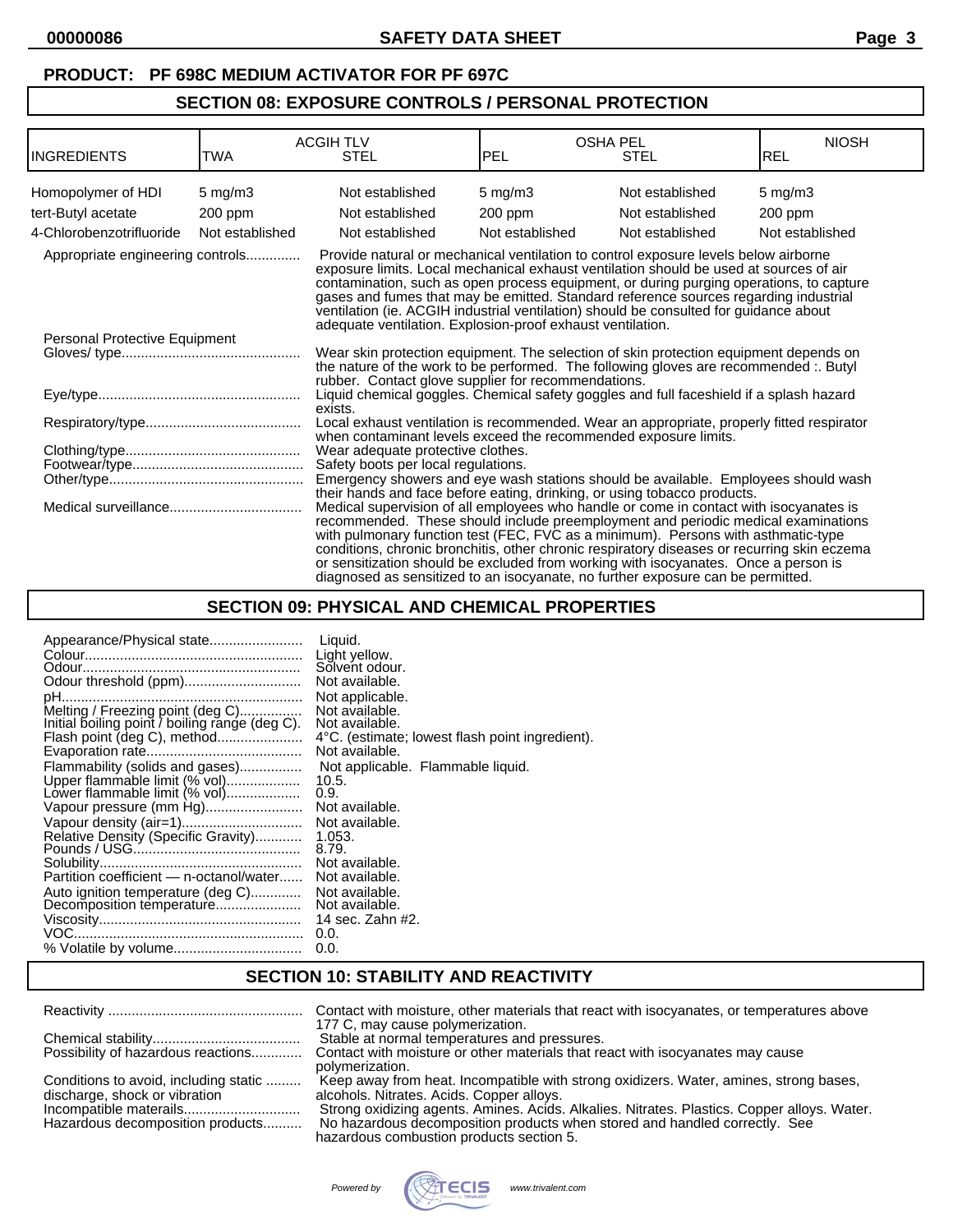**PRODUCT: PF 698C MEDIUM ACTIVATOR FOR PF 697C**

## SECTION 08: EXPOSURE CONTROLS / PERSONAL PROTECTION

| INGREDIENTS | ACGIH TLV TWA | ACGIH TLV STEL | OSHA PEL PEL | OSHA PEL STEL | NIOSH REL |
|---|---|---|---|---|---|
| Homopolymer of HDI | 5 mg/m3 | Not established | 5 mg/m3 | Not established | 5 mg/m3 |
| tert-Butyl acetate | 200 ppm | Not established | 200 ppm | Not established | 200 ppm |
| 4-Chlorobenzotrifluoride | Not established | Not established | Not established | Not established | Not established |

Appropriate engineering controls............. Provide natural or mechanical ventilation to control exposure levels below airborne exposure limits. Local mechanical exhaust ventilation should be used at sources of air contamination, such as open process equipment, or during purging operations, to capture gases and fumes that may be emitted. Standard reference sources regarding industrial ventilation (ie. ACGIH industrial ventilation) should be consulted for guidance about adequate ventilation. Explosion-proof exhaust ventilation.

Personal Protective Equipment

Gloves/ type............................................. Wear skin protection equipment. The selection of skin protection equipment depends on the nature of the work to be performed. The following gloves are recommended :. Butyl rubber. Contact glove supplier for recommendations.

Eye/type................................................... Liquid chemical goggles. Chemical safety goggles and full faceshield if a splash hazard exists.

Respiratory/type....................................... Local exhaust ventilation is recommended. Wear an appropriate, properly fitted respirator when contaminant levels exceed the recommended exposure limits.

Clothing/type............................................ Wear adequate protective clothes.

Footwear/type........................................... Safety boots per local regulations.

Other/type................................................. Emergency showers and eye wash stations should be available. Employees should wash their hands and face before eating, drinking, or using tobacco products.

Medical surveillance................................. Medical supervision of all employees who handle or come in contact with isocyanates is recommended. These should include preemployment and periodic medical examinations with pulmonary function test (FEC, FVC as a minimum). Persons with asthmatic-type conditions, chronic bronchitis, other chronic respiratory diseases or recurring skin eczema or sensitization should be excluded from working with isocyanates. Once a person is diagnosed as sensitized to an isocyanate, no further exposure can be permitted.

## SECTION 09: PHYSICAL AND CHEMICAL PROPERTIES

Appearance/Physical state........................ Liquid.
Colour....................................................... Light yellow.
Odour........................................................ Solvent odour.
Odour threshold (ppm)............................. Not available.
pH............................................................. Not applicable.
Melting / Freezing point (deg C)................ Not available.
Initial boiling point / boiling range (deg C). Not available.
Flash point (deg C), method...................... 4°C. (estimate; lowest flash point ingredient).
Evaporation rate........................................ Not available.
Flammability (solids and gases)................ Not applicable. Flammable liquid.
Upper flammable limit (% vol).................. 10.5.
Lower flammable limit (% vol).................. 0.9.
Vapour pressure (mm Hg)......................... Not available.
Vapour density (air=1)............................... Not available.
Relative Density (Specific Gravity)............ 1.053.
Pounds / USG........................................... 8.79.
Solubility.................................................... Not available.
Partition coefficient — n-octanol/water...... Not available.
Auto ignition temperature (deg C)............. Not available.
Decomposition temperature...................... Not available.
Viscosity.................................................... 14 sec. Zahn #2.
VOC........................................................... 0.0.
% Volatile by volume................................. 0.0.

## SECTION 10: STABILITY AND REACTIVITY

Reactivity ................................................. Contact with moisture, other materials that react with isocyanates, or temperatures above 177 C, may cause polymerization.

Chemical stability...................................... Stable at normal temperatures and pressures.

Possibility of hazardous reactions............. Contact with moisture or other materials that react with isocyanates may cause polymerization.

Conditions to avoid, including static discharge, shock or vibration ......... Keep away from heat. Incompatible with strong oxidizers. Water, amines, strong bases, alcohols. Nitrates. Acids. Copper alloys.

Incompatible materials.............................. Strong oxidizing agents. Amines. Acids. Alkalies. Nitrates. Plastics. Copper alloys. Water.

Hazardous decomposition products.......... No hazardous decomposition products when stored and handled correctly. See hazardous combustion products section 5.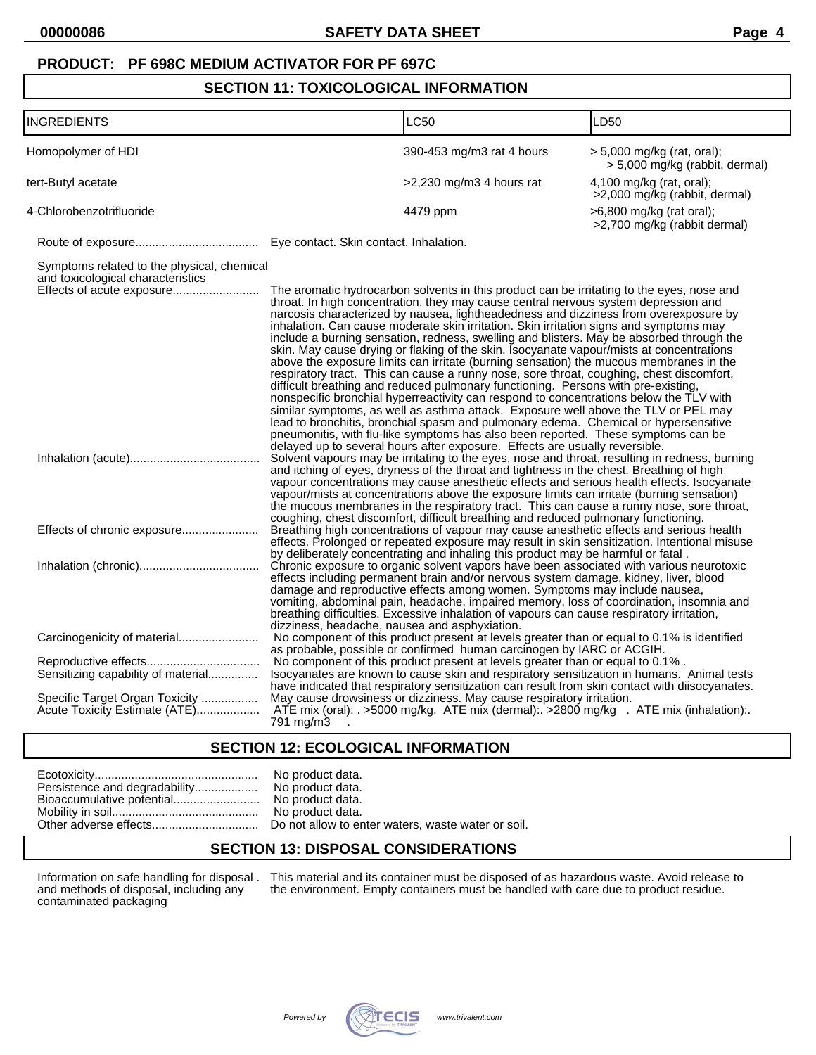**PRODUCT: PF 698C MEDIUM ACTIVATOR FOR PF 697C**

## SECTION 11: TOXICOLOGICAL INFORMATION

| INGREDIENTS | LC50 | LD50 |
|---|---|---|
| Homopolymer of HDI | 390-453 mg/m3 rat 4 hours | > 5,000 mg/kg (rat, oral); > 5,000 mg/kg (rabbit, dermal) |
| tert-Butyl acetate | >2,230 mg/m3 4 hours rat | 4,100 mg/kg (rat, oral); >2,000 mg/kg (rabbit, dermal) |
| 4-Chlorobenzotrifluoride | 4479 ppm | >6,800 mg/kg (rat oral); >2,700 mg/kg (rabbit dermal) |

Route of exposure..................................... Eye contact. Skin contact. Inhalation.

Symptoms related to the physical, chemical and toxicological characteristics

Effects of acute exposure.......................... The aromatic hydrocarbon solvents in this product can be irritating to the eyes, nose and throat. In high concentration, they may cause central nervous system depression and narcosis characterized by nausea, lightheadedness and dizziness from overexposure by inhalation. Can cause moderate skin irritation. Skin irritation signs and symptoms may include a burning sensation, redness, swelling and blisters. May be absorbed through the skin. May cause drying or flaking of the skin. Isocyanate vapour/mists at concentrations above the exposure limits can irritate (burning sensation) the mucous membranes in the respiratory tract. This can cause a runny nose, sore throat, coughing, chest discomfort, difficult breathing and reduced pulmonary functioning. Persons with pre-existing, nonspecific bronchial hyperreactivity can respond to concentrations below the TLV with similar symptoms, as well as asthma attack. Exposure well above the TLV or PEL may lead to bronchitis, bronchial spasm and pulmonary edema. Chemical or hypersensitive pneumonitis, with flu-like symptoms has also been reported. These symptoms can be delayed up to several hours after exposure. Effects are usually reversible.

Inhalation (acute)....................................... Solvent vapours may be irritating to the eyes, nose and throat, resulting in redness, burning and itching of eyes, dryness of the throat and tightness in the chest. Breathing of high vapour concentrations may cause anesthetic effects and serious health effects. Isocyanate vapour/mists at concentrations above the exposure limits can irritate (burning sensation) the mucous membranes in the respiratory tract. This can cause a runny nose, sore throat, coughing, chest discomfort, difficult breathing and reduced pulmonary functioning.

Effects of chronic exposure....................... Breathing high concentrations of vapour may cause anesthetic effects and serious health effects. Prolonged or repeated exposure may result in skin sensitization. Intentional misuse by deliberately concentrating and inhaling this product may be harmful or fatal .

Inhalation (chronic).................................... Chronic exposure to organic solvent vapors have been associated with various neurotoxic effects including permanent brain and/or nervous system damage, kidney, liver, blood damage and reproductive effects among women. Symptoms may include nausea, vomiting, abdominal pain, headache, impaired memory, loss of coordination, insomnia and breathing difficulties. Excessive inhalation of vapours can cause respiratory irritation, dizziness, headache, nausea and asphyxiation.

Carcinogenicity of material........................ No component of this product present at levels greater than or equal to 0.1% is identified as probable, possible or confirmed human carcinogen by IARC or ACGIH.

Reproductive effects.................................. No component of this product present at levels greater than or equal to 0.1% .

Sensitizing capability of material............... Isocyanates are known to cause skin and respiratory sensitization in humans. Animal tests have indicated that respiratory sensitization can result from skin contact with diisocyanates.

Specific Target Organ Toxicity ................. May cause drowsiness or dizziness. May cause respiratory irritation.

Acute Toxicity Estimate (ATE).................. ATE mix (oral): . >5000 mg/kg. ATE mix (dermal):. >2800 mg/kg . ATE mix (inhalation):. 791 mg/m3 .

## SECTION 12: ECOLOGICAL INFORMATION

Ecotoxicity................................................. No product data.
Persistence and degradability................... No product data.
Bioaccumulative potential.......................... No product data.
Mobility in soil............................................ No product data.
Other adverse effects................................ Do not allow to enter waters, waste water or soil.

## SECTION 13: DISPOSAL CONSIDERATIONS

Information on safe handling for disposal . and methods of disposal, including any contaminated packaging — This material and its container must be disposed of as hazardous waste. Avoid release to the environment. Empty containers must be handled with care due to product residue.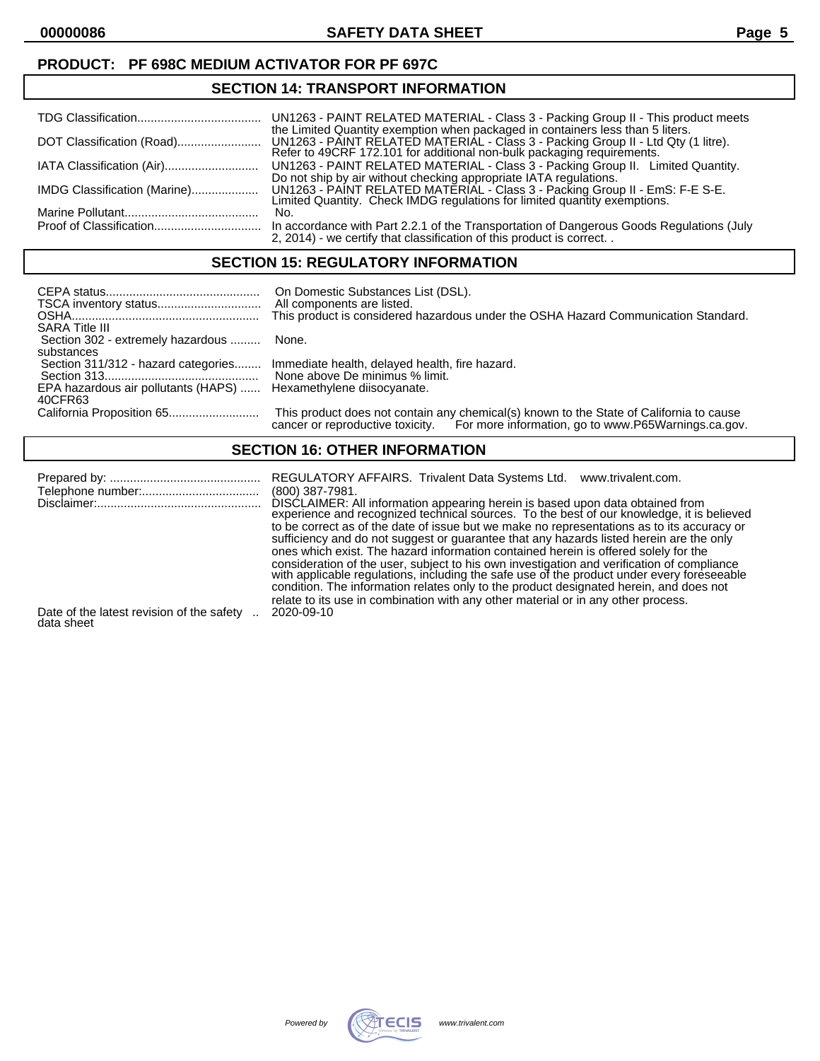**PRODUCT: PF 698C MEDIUM ACTIVATOR FOR PF 697C**

## SECTION 14: TRANSPORT INFORMATION

| | |
|---|---|
| TDG Classification.................................... | UN1263 - PAINT RELATED MATERIAL - Class 3 - Packing Group II - This product meets the Limited Quantity exemption when packaged in containers less than 5 liters. |
| DOT Classification (Road)......................... | UN1263 - PAINT RELATED MATERIAL - Class 3 - Packing Group II - Ltd Qty (1 litre). Refer to 49CRF 172.101 for additional non-bulk packaging requirements. |
| IATA Classification (Air)............................ | UN1263 - PAINT RELATED MATERIAL - Class 3 - Packing Group II. Limited Quantity. Do not ship by air without checking appropriate IATA regulations. |
| IMDG Classification (Marine).................... | UN1263 - PAINT RELATED MATERIAL - Class 3 - Packing Group II - EmS: F-E S-E. Limited Quantity. Check IMDG regulations for limited quantity exemptions. |
| Marine Pollutant........................................ | No. |
| Proof of Classification................................ | In accordance with Part 2.2.1 of the Transportation of Dangerous Goods Regulations (July 2, 2014) - we certify that classification of this product is correct. . |

## SECTION 15: REGULATORY INFORMATION

| | |
|---|---|
| CEPA status.............................................. | On Domestic Substances List (DSL). |
| TSCA inventory status............................... | All components are listed. |
| OSHA........................................................ | This product is considered hazardous under the OSHA Hazard Communication Standard. |
| SARA Title III | |
| Section 302 - extremely hazardous ......... substances | None. |
| Section 311/312 - hazard categories........ | Immediate health, delayed health, fire hazard. |
| Section 313............................................. | None above De minimus % limit. |
| EPA hazardous air pollutants (HAPS) ...... 40CFR63 | Hexamethylene diisocyanate. |
| California Proposition 65........................... | This product does not contain any chemical(s) known to the State of California to cause cancer or reproductive toxicity. For more information, go to www.P65Warnings.ca.gov. |

## SECTION 16: OTHER INFORMATION

| | |
|---|---|
| Prepared by: ............................................. | REGULATORY AFFAIRS. Trivalent Data Systems Ltd. www.trivalent.com. |
| Telephone number:................................... | (800) 387-7981. |
| Disclaimer:................................................. | DISCLAIMER: All information appearing herein is based upon data obtained from experience and recognized technical sources. To the best of our knowledge, it is believed to be correct as of the date of issue but we make no representations as to its accuracy or sufficiency and do not suggest or guarantee that any hazards listed herein are the only ones which exist. The hazard information contained herein is offered solely for the consideration of the user, subject to his own investigation and verification of compliance with applicable regulations, including the safe use of the product under every foreseeable condition. The information relates only to the product designated herein, and does not relate to its use in combination with any other material or in any other process. |
| Date of the latest revision of the safety .. data sheet | 2020-09-10 |